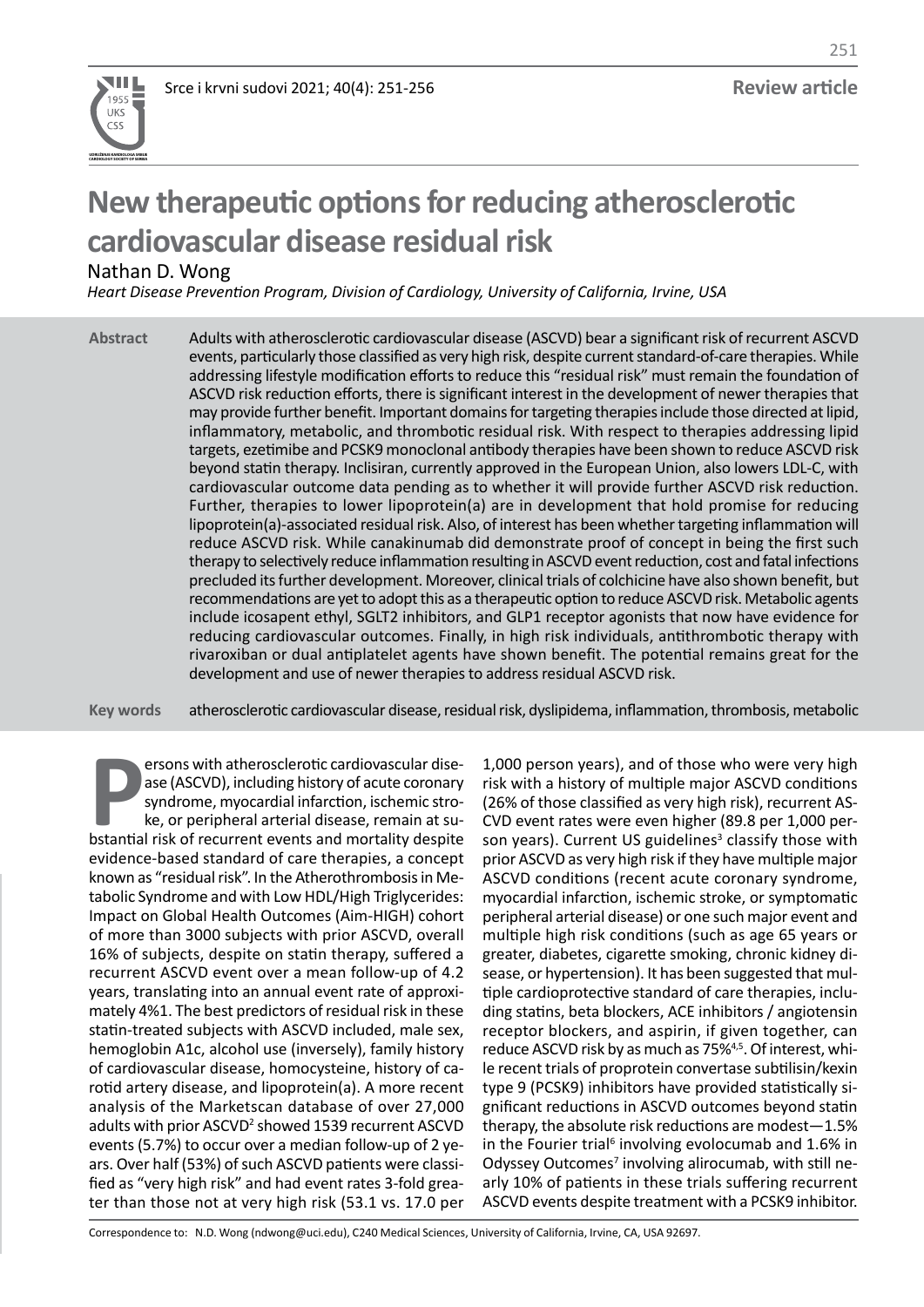Review article

# New therapeutic options for reducing atherosclerotic cardiovascular disease residual risk

Nathan D. Wong

*Heart Disease Prevention Program, Division of Cardiology, University of California, Irvine, USA*

**Abstract** Adults with atherosclerotic cardiovascular disease (ASCVD) bear a significant risk of recurrent ASCVD events, particularly those classified as very high risk, despite current standard-of-care therapies. While addressing lifestyle modification efforts to reduce this "residual risk" must remain the foundation of ASCVD risk reduction efforts, there is significant interest in the development of newer therapies that may provide further benefit. Important domains for targeting therapies include those directed at lipid, inflammatory, metabolic, and thrombotic residual risk. With respect to therapies addressing lipid targets, ezetimibe and PCSK9 monoclonal antibody therapies have been shown to reduce ASCVD risk beyond statin therapy. Inclisiran, currently approved in the European Union, also lowers LDL-C, with cardiovascular outcome data pending as to whether it will provide further ASCVD risk reduction. Further, therapies to lower lipoprotein(a) are in development that hold promise for reducing lipoprotein(a)-associated residual risk. Also, of interest has been whether targeting inflammation will reduce ASCVD risk. While canakinumab did demonstrate proof of concept in being the first such therapy to selectively reduce inflammation resulting in ASCVD event reduction, cost and fatal infections precluded its further development. Moreover, clinical trials of colchicine have also shown benefit, but recommendations are yet to adopt this as a therapeutic option to reduce ASCVD risk. Metabolic agents include icosapent ethyl, SGLT2 inhibitors, and GLP1 receptor agonists that now have evidence for reducing cardiovascular outcomes. Finally, in high risk individuals, antithrombotic therapy with rivaroxiban or dual antiplatelet agents have shown benefit. The potential remains great for the development and use of newer therapies to address residual ASCVD risk.

**Key words** atherosclerotic cardiovascular disease, residual risk, dyslipidema, inflammation, thrombosis, metabolic

Persons with atherosclerotic cardiovascular disease (ASCVD), including history of acute coronary syndrome, myocardial infarction, ischemic stroke, or peripheral arterial disease, remain at substantial risk of recurrent events and mortality despite evidence-based standard of care therapies, a concept known as "residual risk". In the Atherothrombosis in Metabolic Syndrome and with Low HDL/High Triglycerides: Impact on Global Health Outcomes (Aim-HIGH) cohort of more than 3000 subjects with prior ASCVD, overall 16% of subjects, despite on statin therapy, suffered a recurrent ASCVD event over a mean follow-up of 4.2 years, translating into an annual event rate of approximately 4%1. The best predictors of residual risk in these statin-treated subjects with ASCVD included, male sex, hemoglobin A1c, alcohol use (inversely), family history of cardiovascular disease, homocysteine, history of carotid artery disease, and lipoprotein(a). A more recent analysis of the Marketscan database of over 27,000 adults with prior ASCVD[2] showed 1539 recurrent ASCVD events (5.7%) to occur over a median follow-up of 2 years. Over half (53%) of such ASCVD patients were classified as "very high risk" and had event rates 3-fold greater than those not at very high risk (53.1 vs. 17.0 per 1,000 person years), and of those who were very high risk with a history of multiple major ASCVD conditions (26% of those classified as very high risk), recurrent ASCVD event rates were even higher (89.8 per 1,000 person years). Current US guidelines[3] classify those with prior ASCVD as very high risk if they have multiple major ASCVD conditions (recent acute coronary syndrome, myocardial infarction, ischemic stroke, or symptomatic peripheral arterial disease) or one such major event and multiple high risk conditions (such as age 65 years or greater, diabetes, cigarette smoking, chronic kidney disease, or hypertension). It has been suggested that multiple cardioprotective standard of care therapies, including statins, beta blockers, ACE inhibitors / angiotensin receptor blockers, and aspirin, if given together, can reduce ASCVD risk by as much as 75%[4,5]. Of interest, while recent trials of proprotein convertase subtilisin/kexin type 9 (PCSK9) inhibitors have provided statistically significant reductions in ASCVD outcomes beyond statin therapy, the absolute risk reductions are modest—1.5% in the Fourier trial[6] involving evolocumab and 1.6% in Odyssey Outcomes[7] involving alirocumab, with still nearly 10% of patients in these trials suffering recurrent ASCVD events despite treatment with a PCSK9 inhibitor.

Correspondence to: N.D. Wong (ndwong@uci.edu), C240 Medical Sciences, University of California, Irvine, CA, USA 92697.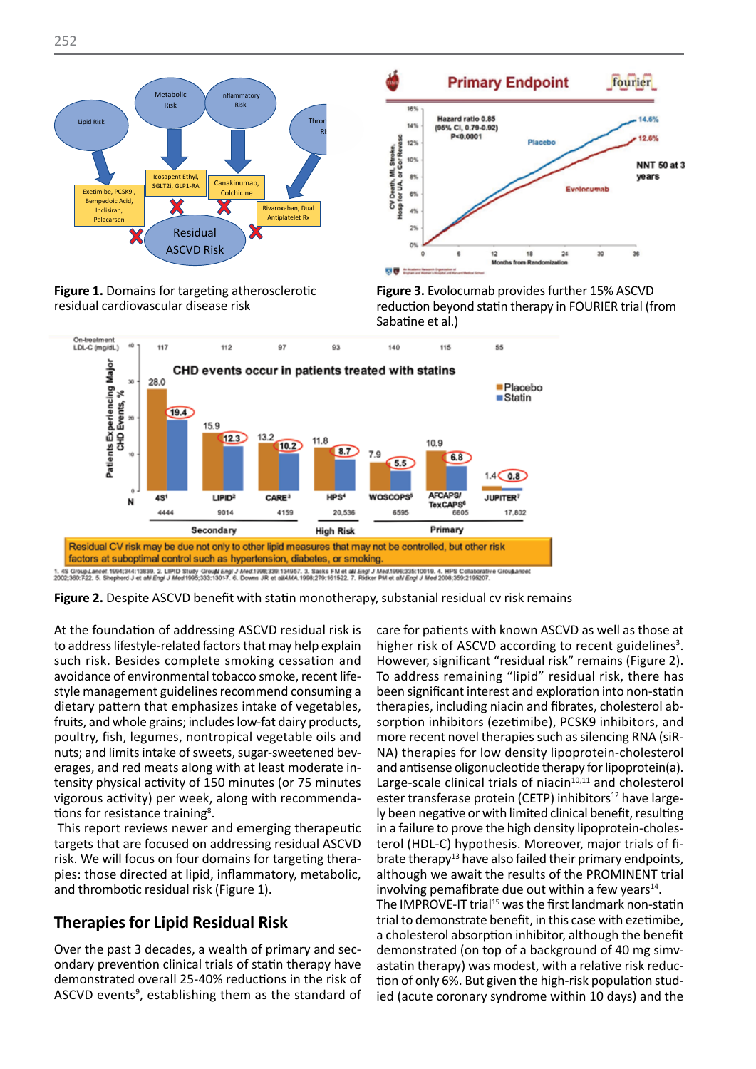Lipid Risk

Metabolic Risk

Inflammatory Risk

Thron Ri

Ezetimibe, PCSK9i, Bempedoic Acid, Inclisiran, Pelacarsen

Icosapent Ethyl, SGLT2i, GLP1-RA

Canakinumab, Colchicine

Rivaroxaban, Dual Antiplatelet Rx

Residual ASCVD Risk

**Figure 1.** Domains for targeting atherosclerotic residual cardiovascular disease risk

Primary Endpoint

fourier

Hazard ratio 0.85
(95% CI, 0.79-0.92)
P<0.0001

Placebo

Evolocumab

14.6%

12.6%

NNT 50 at 3 years

CV Death, MI, Stroke, Hosp for UA, or Cor Revasc

Months from Randomization

16%
14%
12%
10%
8%
6%
4%
2%
0%

0
6
12
18
24
30
36

**Figure 3.** Evolocumab provides further 15% ASCVD reduction beyond statin therapy in FOURIER trial (from Sabatine et al.)

On-treatment LDL-C (mg/dL)
117
112
97
93
140
115
55

CHD events occur in patients treated with statins

Placebo
Statin

Patients Experiencing Major CHD Events, %

28.0
19.4
15.9
12.3
13.2
10.2
11.8
8.7
7.9
5.5
10.9
6.8
1.4
0.8

4S[1]
LIPID[2]
CARE[3]
HPS[4]
WOSCOPS[5]
AFCAPS/TexCAPS[6]
JUPITER[7]

N
4444
9014
4159
20,536
6595
6605
17,802

Secondary
High Risk
Primary

Residual CV risk may be due not only to other lipid measures that may not be controlled, but other risk factors at suboptimal control such as hypertension, diabetes, or smoking.

1. 4S Group Lancet 1994;344:13839. 2. LIPID Study Group N Engl J Med 1998;339:134957. 3. Sacks FM et al N Engl J Med 1996;335:10019. 4. HPS Collaborative Group Lancet 2002;360:722. 5. Shepherd J et al N Engl J Med 1995;333:13017. 6. Downs JR et al JAMA 1998;279:161522. 7. Ridker PM et al N Engl J Med 2008;359:2195207.

**Figure 2.** Despite ASCVD benefit with statin monotherapy, substantial residual cv risk remains

At the foundation of addressing ASCVD residual risk is to address lifestyle-related factors that may help explain such risk. Besides complete smoking cessation and avoidance of environmental tobacco smoke, recent lifestyle management guidelines recommend consuming a dietary pattern that emphasizes intake of vegetables, fruits, and whole grains; includes low-fat dairy products, poultry, fish, legumes, nontropical vegetable oils and nuts; and limits intake of sweets, sugar-sweetened beverages, and red meats along with at least moderate intensity physical activity of 150 minutes (or 75 minutes vigorous activity) per week, along with recommendations for resistance training[8].

This report reviews newer and emerging therapeutic targets that are focused on addressing residual ASCVD risk. We will focus on four domains for targeting therapies: those directed at lipid, inflammatory, metabolic, and thrombotic residual risk (Figure 1).

## Therapies for Lipid Residual Risk

Over the past 3 decades, a wealth of primary and secondary prevention clinical trials of statin therapy have demonstrated overall 25-40% reductions in the risk of ASCVD events[9], establishing them as the standard of care for patients with known ASCVD as well as those at higher risk of ASCVD according to recent guidelines[3]. However, significant "residual risk" remains (Figure 2). To address remaining "lipid" residual risk, there has been significant interest and exploration into non-statin therapies, including niacin and fibrates, cholesterol absorption inhibitors (ezetimibe), PCSK9 inhibitors, and more recent novel therapies such as silencing RNA (siRNA) therapies for low density lipoprotein-cholesterol and antisense oligonucleotide therapy for lipoprotein(a). Large-scale clinical trials of niacin[10,11] and cholesterol ester transferase protein (CETP) inhibitors[12] have largely been negative or with limited clinical benefit, resulting in a failure to prove the high density lipoprotein-cholesterol (HDL-C) hypothesis. Moreover, major trials of fibrate therapy[13] have also failed their primary endpoints, although we await the results of the PROMINENT trial involving pemafibrate due out within a few years[14].

The IMPROVE-IT trial[15] was the first landmark non-statin trial to demonstrate benefit, in this case with ezetimibe, a cholesterol absorption inhibitor, although the benefit demonstrated (on top of a background of 40 mg simvastatin therapy) was modest, with a relative risk reduction of only 6%. But given the high-risk population studied (acute coronary syndrome within 10 days) and the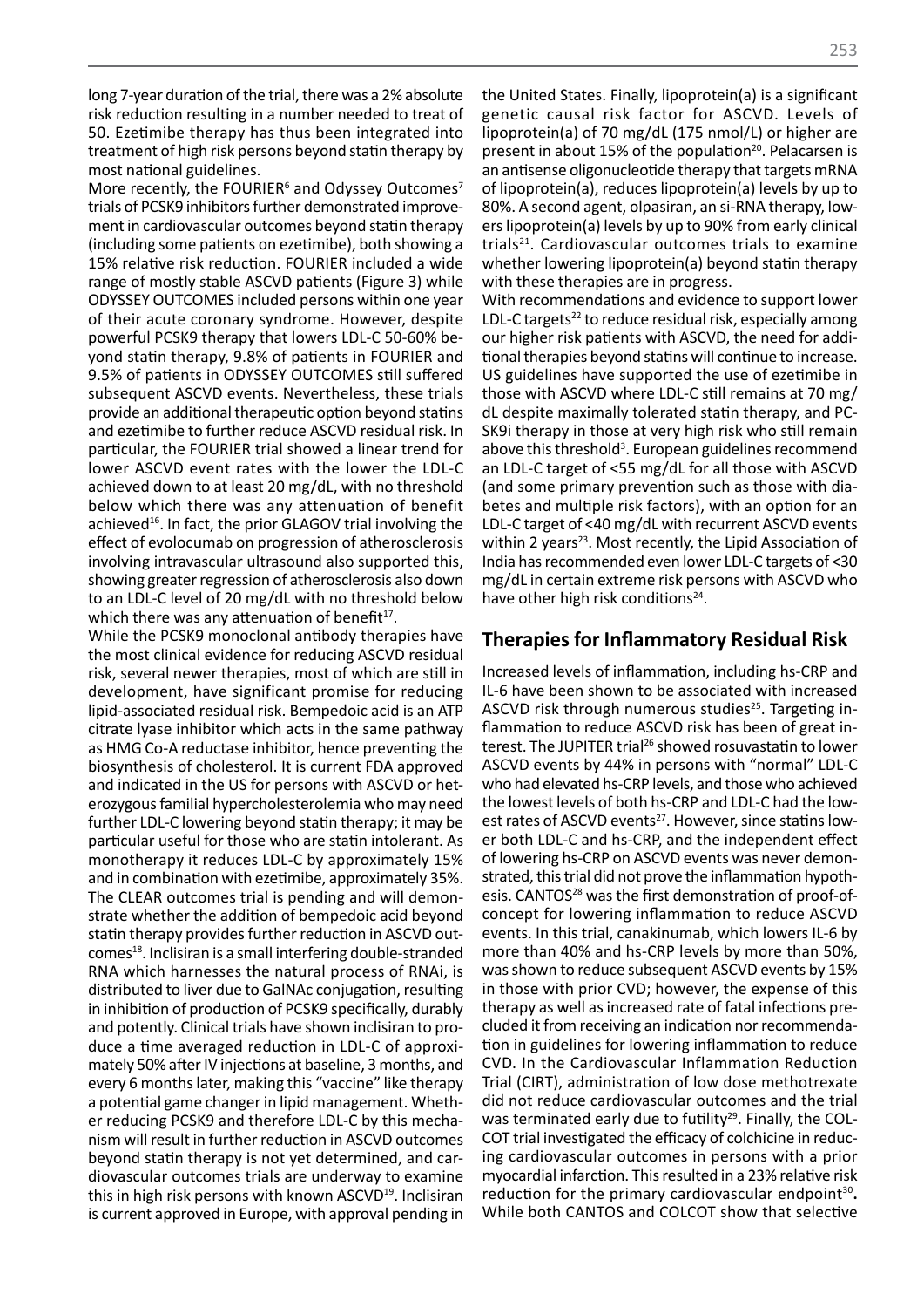long 7-year duration of the trial, there was a 2% absolute risk reduction resulting in a number needed to treat of 50. Ezetimibe therapy has thus been integrated into treatment of high risk persons beyond statin therapy by most national guidelines.

More recently, the FOURIER[6] and Odyssey Outcomes[7] trials of PCSK9 inhibitors further demonstrated improvement in cardiovascular outcomes beyond statin therapy (including some patients on ezetimibe), both showing a 15% relative risk reduction. FOURIER included a wide range of mostly stable ASCVD patients (Figure 3) while ODYSSEY OUTCOMES included persons within one year of their acute coronary syndrome. However, despite powerful PCSK9 therapy that lowers LDL-C 50-60% beyond statin therapy, 9.8% of patients in FOURIER and 9.5% of patients in ODYSSEY OUTCOMES still suffered subsequent ASCVD events. Nevertheless, these trials provide an additional therapeutic option beyond statins and ezetimibe to further reduce ASCVD residual risk. In particular, the FOURIER trial showed a linear trend for lower ASCVD event rates with the lower the LDL-C achieved down to at least 20 mg/dL, with no threshold below which there was any attenuation of benefit achieved[16]. In fact, the prior GLAGOV trial involving the effect of evolocumab on progression of atherosclerosis involving intravascular ultrasound also supported this, showing greater regression of atherosclerosis also down to an LDL-C level of 20 mg/dL with no threshold below which there was any attenuation of benefit[17].

While the PCSK9 monoclonal antibody therapies have the most clinical evidence for reducing ASCVD residual risk, several newer therapies, most of which are still in development, have significant promise for reducing lipid-associated residual risk. Bempedoic acid is an ATP citrate lyase inhibitor which acts in the same pathway as HMG Co-A reductase inhibitor, hence preventing the biosynthesis of cholesterol. It is current FDA approved and indicated in the US for persons with ASCVD or heterozygous familial hypercholesterolemia who may need further LDL-C lowering beyond statin therapy; it may be particular useful for those who are statin intolerant. As monotherapy it reduces LDL-C by approximately 15% and in combination with ezetimibe, approximately 35%. The CLEAR outcomes trial is pending and will demonstrate whether the addition of bempedoic acid beyond statin therapy provides further reduction in ASCVD outcomes[18]. Inclisiran is a small interfering double-stranded RNA which harnesses the natural process of RNAi, is distributed to liver due to GalNAc conjugation, resulting in inhibition of production of PCSK9 specifically, durably and potently. Clinical trials have shown inclisiran to produce a time averaged reduction in LDL-C of approximately 50% after IV injections at baseline, 3 months, and every 6 months later, making this "vaccine" like therapy a potential game changer in lipid management. Whether reducing PCSK9 and therefore LDL-C by this mechanism will result in further reduction in ASCVD outcomes beyond statin therapy is not yet determined, and cardiovascular outcomes trials are underway to examine this in high risk persons with known ASCVD[19]. Inclisiran is current approved in Europe, with approval pending in the United States. Finally, lipoprotein(a) is a significant genetic causal risk factor for ASCVD. Levels of lipoprotein(a) of 70 mg/dL (175 nmol/L) or higher are present in about 15% of the population[20]. Pelacarsen is an antisense oligonucleotide therapy that targets mRNA of lipoprotein(a), reduces lipoprotein(a) levels by up to 80%. A second agent, olpasiran, an si-RNA therapy, lowers lipoprotein(a) levels by up to 90% from early clinical trials[21]. Cardiovascular outcomes trials to examine whether lowering lipoprotein(a) beyond statin therapy with these therapies are in progress.

With recommendations and evidence to support lower LDL-C targets[22] to reduce residual risk, especially among our higher risk patients with ASCVD, the need for additional therapies beyond statins will continue to increase. US guidelines have supported the use of ezetimibe in those with ASCVD where LDL-C still remains at 70 mg/dL despite maximally tolerated statin therapy, and PCSK9i therapy in those at very high risk who still remain above this threshold[3]. European guidelines recommend an LDL-C target of <55 mg/dL for all those with ASCVD (and some primary prevention such as those with diabetes and multiple risk factors), with an option for an LDL-C target of <40 mg/dL with recurrent ASCVD events within 2 years[23]. Most recently, the Lipid Association of India has recommended even lower LDL-C targets of <30 mg/dL in certain extreme risk persons with ASCVD who have other high risk conditions[24].

## Therapies for Inflammatory Residual Risk

Increased levels of inflammation, including hs-CRP and IL-6 have been shown to be associated with increased ASCVD risk through numerous studies[25]. Targeting inflammation to reduce ASCVD risk has been of great interest. The JUPITER trial[26] showed rosuvastatin to lower ASCVD events by 44% in persons with "normal" LDL-C who had elevated hs-CRP levels, and those who achieved the lowest levels of both hs-CRP and LDL-C had the lowest rates of ASCVD events[27]. However, since statins lower both LDL-C and hs-CRP, and the independent effect of lowering hs-CRP on ASCVD events was never demonstrated, this trial did not prove the inflammation hypothesis. CANTOS[28] was the first demonstration of proof-of-concept for lowering inflammation to reduce ASCVD events. In this trial, canakinumab, which lowers IL-6 by more than 40% and hs-CRP levels by more than 50%, was shown to reduce subsequent ASCVD events by 15% in those with prior CVD; however, the expense of this therapy as well as increased rate of fatal infections precluded it from receiving an indication nor recommendation in guidelines for lowering inflammation to reduce CVD. In the Cardiovascular Inflammation Reduction Trial (CIRT), administration of low dose methotrexate did not reduce cardiovascular outcomes and the trial was terminated early due to futility[29]. Finally, the COLCOT trial investigated the efficacy of colchicine in reducing cardiovascular outcomes in persons with a prior myocardial infarction. This resulted in a 23% relative risk reduction for the primary cardiovascular endpoint[30]. While both CANTOS and COLCOT show that selective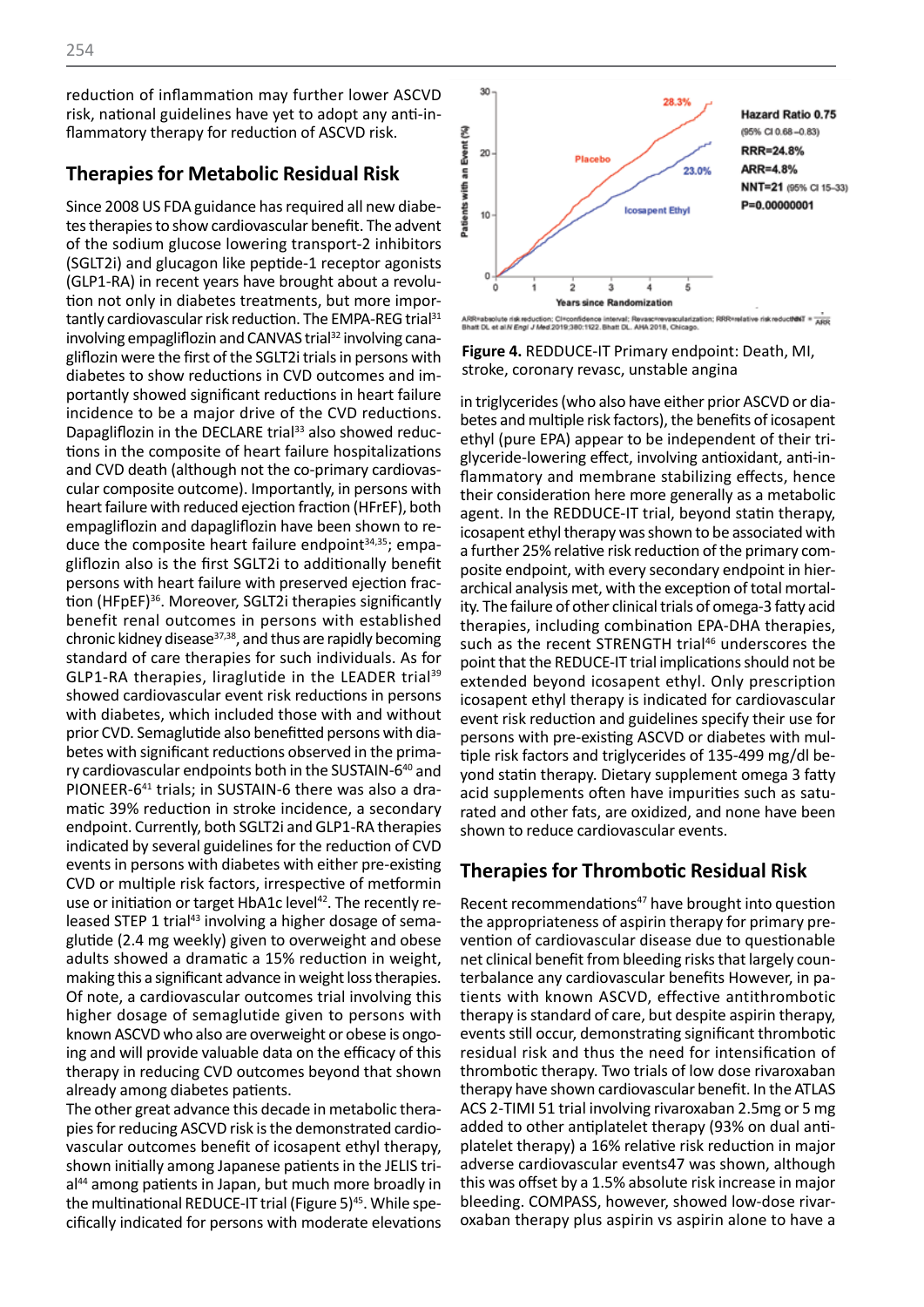reduction of inflammation may further lower ASCVD risk, national guidelines have yet to adopt any anti-inflammatory therapy for reduction of ASCVD risk.

## Therapies for Metabolic Residual Risk

Since 2008 US FDA guidance has required all new diabetes therapies to show cardiovascular benefit. The advent of the sodium glucose lowering transport-2 inhibitors (SGLT2i) and glucagon like peptide-1 receptor agonists (GLP1-RA) in recent years have brought about a revolution not only in diabetes treatments, but more importantly cardiovascular risk reduction. The EMPA-REG trial[31] involving empagliflozin and CANVAS trial[32] involving canagliflozin were the first of the SGLT2i trials in persons with diabetes to show reductions in CVD outcomes and importantly showed significant reductions in heart failure incidence to be a major drive of the CVD reductions. Dapagliflozin in the DECLARE trial[33] also showed reductions in the composite of heart failure hospitalizations and CVD death (although not the co-primary cardiovascular composite outcome). Importantly, in persons with heart failure with reduced ejection fraction (HFrEF), both empagliflozin and dapagliflozin have been shown to reduce the composite heart failure endpoint[34,35]; empagliflozin also is the first SGLT2i to additionally benefit persons with heart failure with preserved ejection fraction (HFpEF)[36]. Moreover, SGLT2i therapies significantly benefit renal outcomes in persons with established chronic kidney disease[37,38], and thus are rapidly becoming standard of care therapies for such individuals. As for GLP1-RA therapies, liraglutide in the LEADER trial[39] showed cardiovascular event risk reductions in persons with diabetes, which included those with and without prior CVD. Semaglutide also benefitted persons with diabetes with significant reductions observed in the primary cardiovascular endpoints both in the SUSTAIN-6[40] and PIONEER-6[41] trials; in SUSTAIN-6 there was also a dramatic 39% reduction in stroke incidence, a secondary endpoint. Currently, both SGLT2i and GLP1-RA therapies indicated by several guidelines for the reduction of CVD events in persons with diabetes with either pre-existing CVD or multiple risk factors, irrespective of metformin use or initiation or target HbA1c level[42]. The recently released STEP 1 trial[43] involving a higher dosage of semaglutide (2.4 mg weekly) given to overweight and obese adults showed a dramatic a 15% reduction in weight, making this a significant advance in weight loss therapies. Of note, a cardiovascular outcomes trial involving this higher dosage of semaglutide given to persons with known ASCVD who also are overweight or obese is ongoing and will provide valuable data on the efficacy of this therapy in reducing CVD outcomes beyond that shown already among diabetes patients.

The other great advance this decade in metabolic therapies for reducing ASCVD risk is the demonstrated cardiovascular outcomes benefit of icosapent ethyl therapy, shown initially among Japanese patients in the JELIS trial[44] among patients in Japan, but much more broadly in the multinational REDUCE-IT trial (Figure 5)[45]. While specifically indicated for persons with moderate elevations in triglycerides (who also have either prior ASCVD or diabetes and multiple risk factors), the benefits of icosapent ethyl (pure EPA) appear to be independent of their triglyceride-lowering effect, involving antioxidant, anti-inflammatory and membrane stabilizing effects, hence their consideration here more generally as a metabolic agent. In the REDDUCE-IT trial, beyond statin therapy, icosapent ethyl therapy was shown to be associated with a further 25% relative risk reduction of the primary composite endpoint, with every secondary endpoint in hierarchical analysis met, with the exception of total mortality. The failure of other clinical trials of omega-3 fatty acid therapies, including combination EPA-DHA therapies, such as the recent STRENGTH trial[46] underscores the point that the REDUCE-IT trial implications should not be extended beyond icosapent ethyl. Only prescription icosapent ethyl therapy is indicated for cardiovascular event risk reduction and guidelines specify their use for persons with pre-existing ASCVD or diabetes with multiple risk factors and triglycerides of 135-499 mg/dl beyond statin therapy. Dietary supplement omega 3 fatty acid supplements often have impurities such as saturated and other fats, are oxidized, and none have been shown to reduce cardiovascular events.

Patients with an Event (%)
30
20
10
0
0 1 2 3 4 5
Years since Randomization
28.3%
Placebo
23.0%
Icosapent Ethyl
Hazard Ratio 0.75
(95% CI 0.68–0.83)
RRR=24.8%
ARR=4.8%
NNT=21 (95% CI 15–33)
P=0.00000001

ARR=absolute risk reduction; CI=confidence interval; Revasc=revascularization; RRR=relative risk reduction; NNT = 1/ARR
Bhatt DL et al.N Engl J Med 2019;380:1122. Bhatt DL. AHA 2018, Chicago.

**Figure 4.** REDDUCE-IT Primary endpoint: Death, MI, stroke, coronary revasc, unstable angina

## Therapies for Thrombotic Residual Risk

Recent recommendations[47] have brought into question the appropriateness of aspirin therapy for primary prevention of cardiovascular disease due to questionable net clinical benefit from bleeding risks that largely counterbalance any cardiovascular benefits However, in patients with known ASCVD, effective antithrombotic therapy is standard of care, but despite aspirin therapy, events still occur, demonstrating significant thrombotic residual risk and thus the need for intensification of thrombotic therapy. Two trials of low dose rivaroxaban therapy have shown cardiovascular benefit. In the ATLAS ACS 2-TIMI 51 trial involving rivaroxaban 2.5mg or 5 mg added to other antiplatelet therapy (93% on dual antiplatelet therapy) a 16% relative risk reduction in major adverse cardiovascular events47 was shown, although this was offset by a 1.5% absolute risk increase in major bleeding. COMPASS, however, showed low-dose rivaroxaban therapy plus aspirin vs aspirin alone to have a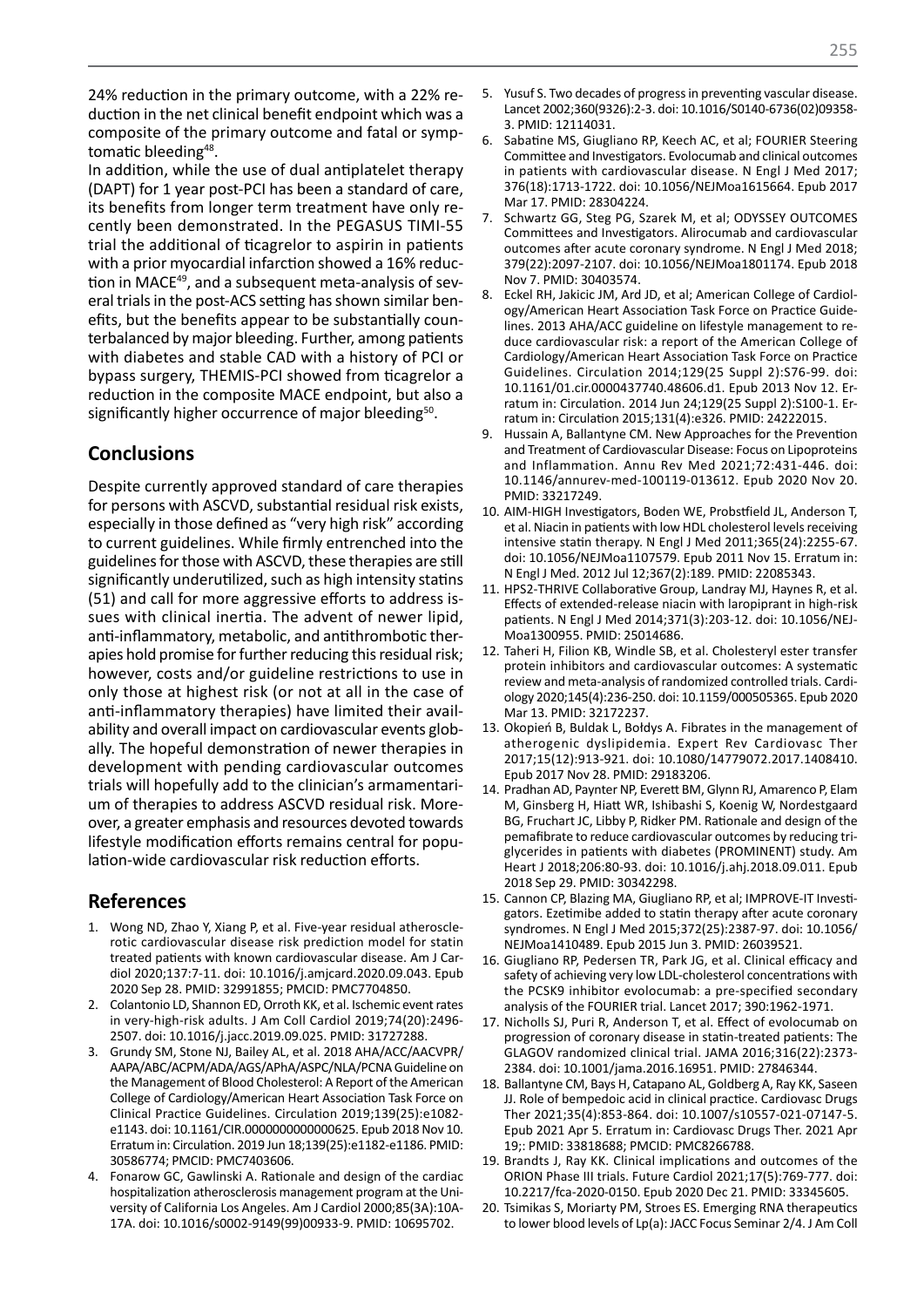24% reduction in the primary outcome, with a 22% reduction in the net clinical benefit endpoint which was a composite of the primary outcome and fatal or symptomatic bleeding[48].

In addition, while the use of dual antiplatelet therapy (DAPT) for 1 year post-PCI has been a standard of care, its benefits from longer term treatment have only recently been demonstrated. In the PEGASUS TIMI-55 trial the additional of ticagrelor to aspirin in patients with a prior myocardial infarction showed a 16% reduction in MACE[49], and a subsequent meta-analysis of several trials in the post-ACS setting has shown similar benefits, but the benefits appear to be substantially counterbalanced by major bleeding. Further, among patients with diabetes and stable CAD with a history of PCI or bypass surgery, THEMIS-PCI showed from ticagrelor a reduction in the composite MACE endpoint, but also a significantly higher occurrence of major bleeding[50].

## Conclusions

Despite currently approved standard of care therapies for persons with ASCVD, substantial residual risk exists, especially in those defined as "very high risk" according to current guidelines. While firmly entrenched into the guidelines for those with ASCVD, these therapies are still significantly underutilized, such as high intensity statins (51) and call for more aggressive efforts to address issues with clinical inertia. The advent of newer lipid, anti-inflammatory, metabolic, and antithrombotic therapies hold promise for further reducing this residual risk; however, costs and/or guideline restrictions to use in only those at highest risk (or not at all in the case of anti-inflammatory therapies) have limited their availability and overall impact on cardiovascular events globally. The hopeful demonstration of newer therapies in development with pending cardiovascular outcomes trials will hopefully add to the clinician's armamentarium of therapies to address ASCVD residual risk. Moreover, a greater emphasis and resources devoted towards lifestyle modification efforts remains central for population-wide cardiovascular risk reduction efforts.

## References

1. Wong ND, Zhao Y, Xiang P, et al. Five-year residual atherosclerotic cardiovascular disease risk prediction model for statin treated patients with known cardiovascular disease. Am J Cardiol 2020;137:7-11. doi: 10.1016/j.amjcard.2020.09.043. Epub 2020 Sep 28. PMID: 32991855; PMCID: PMC7704850.
2. Colantonio LD, Shannon ED, Orroth KK, et al. Ischemic event rates in very-high-risk adults. J Am Coll Cardiol 2019;74(20):2496-2507. doi: 10.1016/j.jacc.2019.09.025. PMID: 31727288.
3. Grundy SM, Stone NJ, Bailey AL, et al. 2018 AHA/ACC/AACVPR/AAPA/ABC/ACPM/ADA/AGS/APhA/ASPC/NLA/PCNA Guideline on the Management of Blood Cholesterol: A Report of the American College of Cardiology/American Heart Association Task Force on Clinical Practice Guidelines. Circulation 2019;139(25):e1082-e1143. doi: 10.1161/CIR.0000000000000625. Epub 2018 Nov 10. Erratum in: Circulation. 2019 Jun 18;139(25):e1182-e1186. PMID: 30586774; PMCID: PMC7403606.
4. Fonarow GC, Gawlinski A. Rationale and design of the cardiac hospitalization atherosclerosis management program at the University of California Los Angeles. Am J Cardiol 2000;85(3A):10A-17A. doi: 10.1016/s0002-9149(99)00933-9. PMID: 10695702.
5. Yusuf S. Two decades of progress in preventing vascular disease. Lancet 2002;360(9326):2-3. doi: 10.1016/S0140-6736(02)09358-3. PMID: 12114031.
6. Sabatine MS, Giugliano RP, Keech AC, et al; FOURIER Steering Committee and Investigators. Evolocumab and clinical outcomes in patients with cardiovascular disease. N Engl J Med 2017; 376(18):1713-1722. doi: 10.1056/NEJMoa1615664. Epub 2017 Mar 17. PMID: 28304224.
7. Schwartz GG, Steg PG, Szarek M, et al; ODYSSEY OUTCOMES Committees and Investigators. Alirocumab and cardiovascular outcomes after acute coronary syndrome. N Engl J Med 2018; 379(22):2097-2107. doi: 10.1056/NEJMoa1801174. Epub 2018 Nov 7. PMID: 30403574.
8. Eckel RH, Jakicic JM, Ard JD, et al; American College of Cardiology/American Heart Association Task Force on Practice Guidelines. 2013 AHA/ACC guideline on lifestyle management to reduce cardiovascular risk: a report of the American College of Cardiology/American Heart Association Task Force on Practice Guidelines. Circulation 2014;129(25 Suppl 2):S76-99. doi: 10.1161/01.cir.0000437740.48606.d1. Epub 2013 Nov 12. Erratum in: Circulation. 2014 Jun 24;129(25 Suppl 2):S100-1. Erratum in: Circulation 2015;131(4):e326. PMID: 24222015.
9. Hussain A, Ballantyne CM. New Approaches for the Prevention and Treatment of Cardiovascular Disease: Focus on Lipoproteins and Inflammation. Annu Rev Med 2021;72:431-446. doi: 10.1146/annurev-med-100119-013612. Epub 2020 Nov 20. PMID: 33217249.
10. AIM-HIGH Investigators, Boden WE, Probstfield JL, Anderson T, et al. Niacin in patients with low HDL cholesterol levels receiving intensive statin therapy. N Engl J Med 2011;365(24):2255-67. doi: 10.1056/NEJMoa1107579. Epub 2011 Nov 15. Erratum in: N Engl J Med. 2012 Jul 12;367(2):189. PMID: 22085343.
11. HPS2-THRIVE Collaborative Group, Landray MJ, Haynes R, et al. Effects of extended-release niacin with laropiprant in high-risk patients. N Engl J Med 2014;371(3):203-12. doi: 10.1056/NEJMoa1300955. PMID: 25014686.
12. Taheri H, Filion KB, Windle SB, et al. Cholesteryl ester transfer protein inhibitors and cardiovascular outcomes: A systematic review and meta-analysis of randomized controlled trials. Cardiology 2020;145(4):236-250. doi: 10.1159/000505365. Epub 2020 Mar 13. PMID: 32172237.
13. Okopień B, Buldak L, Bołdys A. Fibrates in the management of atherogenic dyslipidemia. Expert Rev Cardiovasc Ther 2017;15(12):913-921. doi: 10.1080/14779072.2017.1408410. Epub 2017 Nov 28. PMID: 29183206.
14. Pradhan AD, Paynter NP, Everett BM, Glynn RJ, Amarenco P, Elam M, Ginsberg H, Hiatt WR, Ishibashi S, Koenig W, Nordestgaard BG, Fruchart JC, Libby P, Ridker PM. Rationale and design of the pemafibrate to reduce cardiovascular outcomes by reducing triglycerides in patients with diabetes (PROMINENT) study. Am Heart J 2018;206:80-93. doi: 10.1016/j.ahj.2018.09.011. Epub 2018 Sep 29. PMID: 30342298.
15. Cannon CP, Blazing MA, Giugliano RP, et al; IMPROVE-IT Investigators. Ezetimibe added to statin therapy after acute coronary syndromes. N Engl J Med 2015;372(25):2387-97. doi: 10.1056/NEJMoa1410489. Epub 2015 Jun 3. PMID: 26039521.
16. Giugliano RP, Pedersen TR, Park JG, et al. Clinical efficacy and safety of achieving very low LDL-cholesterol concentrations with the PCSK9 inhibitor evolocumab: a pre-specified secondary analysis of the FOURIER trial. Lancet 2017; 390:1962-1971.
17. Nicholls SJ, Puri R, Anderson T, et al. Effect of evolocumab on progression of coronary disease in statin-treated patients: The GLAGOV randomized clinical trial. JAMA 2016;316(22):2373-2384. doi: 10.1001/jama.2016.16951. PMID: 27846344.
18. Ballantyne CM, Bays H, Catapano AL, Goldberg A, Ray KK, Saseen JJ. Role of bempedoic acid in clinical practice. Cardiovasc Drugs Ther 2021;35(4):853-864. doi: 10.1007/s10557-021-07147-5. Epub 2021 Apr 5. Erratum in: Cardiovasc Drugs Ther. 2021 Apr 19;: PMID: 33818688; PMCID: PMC8266788.
19. Brandts J, Ray KK. Clinical implications and outcomes of the ORION Phase III trials. Future Cardiol 2021;17(5):769-777. doi: 10.2217/fca-2020-0150. Epub 2020 Dec 21. PMID: 33345605.
20. Tsimikas S, Moriarty PM, Stroes ES. Emerging RNA therapeutics to lower blood levels of Lp(a): JACC Focus Seminar 2/4. J Am Coll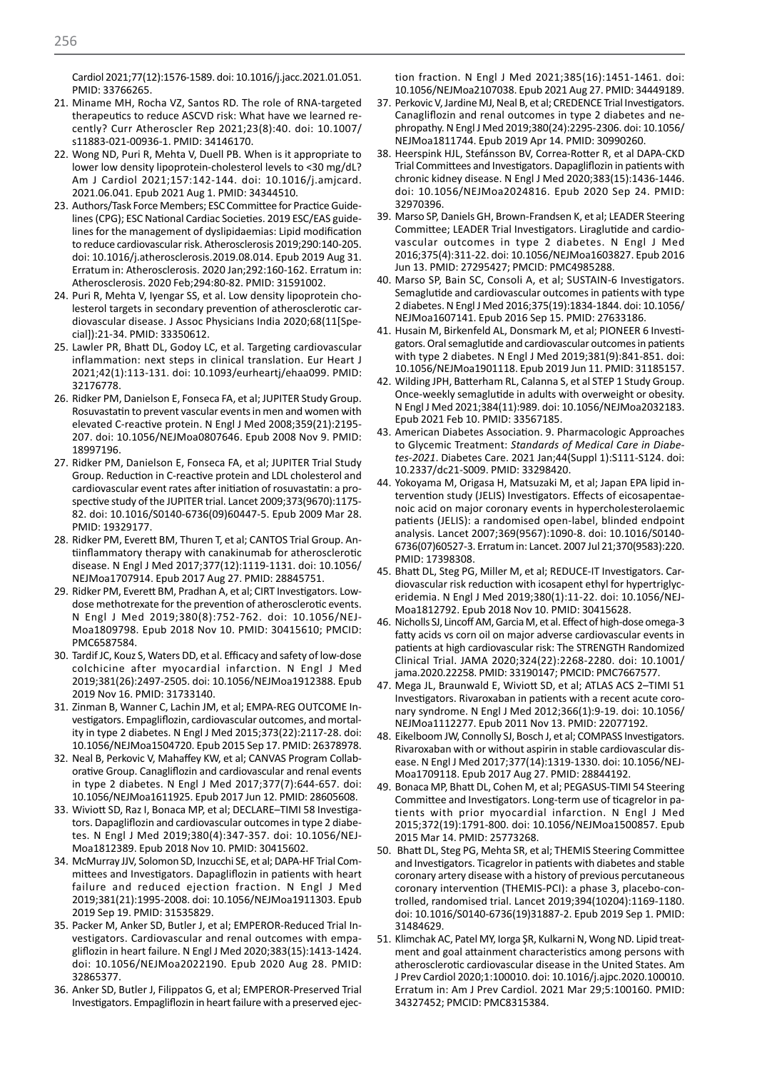Cardiol 2021;77(12):1576-1589. doi: 10.1016/j.jacc.2021.01.051. PMID: 33766265.

21. Miname MH, Rocha VZ, Santos RD. The role of RNA-targeted therapeutics to reduce ASCVD risk: What have we learned recently? Curr Atheroscler Rep 2021;23(8):40. doi: 10.1007/s11883-021-00936-1. PMID: 34146170.
22. Wong ND, Puri R, Mehta V, Duell PB. When is it appropriate to lower low density lipoprotein-cholesterol levels to <30 mg/dL? Am J Cardiol 2021;157:142-144. doi: 10.1016/j.amjcard.2021.06.041. Epub 2021 Aug 1. PMID: 34344510.
23. Authors/Task Force Members; ESC Committee for Practice Guidelines (CPG); ESC National Cardiac Societies. 2019 ESC/EAS guidelines for the management of dyslipidaemias: Lipid modification to reduce cardiovascular risk. Atherosclerosis 2019;290:140-205. doi: 10.1016/j.atherosclerosis.2019.08.014. Epub 2019 Aug 31. Erratum in: Atherosclerosis. 2020 Jan;292:160-162. Erratum in: Atherosclerosis. 2020 Feb;294:80-82. PMID: 31591002.
24. Puri R, Mehta V, Iyengar SS, et al. Low density lipoprotein cholesterol targets in secondary prevention of atherosclerotic cardiovascular disease. J Assoc Physicians India 2020;68(11[Special]):21-34. PMID: 33350612.
25. Lawler PR, Bhatt DL, Godoy LC, et al. Targeting cardiovascular inflammation: next steps in clinical translation. Eur Heart J 2021;42(1):113-131. doi: 10.1093/eurheartj/ehaa099. PMID: 32176778.
26. Ridker PM, Danielson E, Fonseca FA, et al; JUPITER Study Group. Rosuvastatin to prevent vascular events in men and women with elevated C-reactive protein. N Engl J Med 2008;359(21):2195-207. doi: 10.1056/NEJMoa0807646. Epub 2008 Nov 9. PMID: 18997196.
27. Ridker PM, Danielson E, Fonseca FA, et al; JUPITER Trial Study Group. Reduction in C-reactive protein and LDL cholesterol and cardiovascular event rates after initiation of rosuvastatin: a prospective study of the JUPITER trial. Lancet 2009;373(9670):1175-82. doi: 10.1016/S0140-6736(09)60447-5. Epub 2009 Mar 28. PMID: 19329177.
28. Ridker PM, Everett BM, Thuren T, et al; CANTOS Trial Group. Antiinflammatory therapy with canakinumab for atherosclerotic disease. N Engl J Med 2017;377(12):1119-1131. doi: 10.1056/NEJMoa1707914. Epub 2017 Aug 27. PMID: 28845751.
29. Ridker PM, Everett BM, Pradhan A, et al; CIRT Investigators. Low-dose methotrexate for the prevention of atherosclerotic events. N Engl J Med 2019;380(8):752-762. doi: 10.1056/NEJMoa1809798. Epub 2018 Nov 10. PMID: 30415610; PMCID: PMC6587584.
30. Tardif JC, Kouz S, Waters DD, et al. Efficacy and safety of low-dose colchicine after myocardial infarction. N Engl J Med 2019;381(26):2497-2505. doi: 10.1056/NEJMoa1912388. Epub 2019 Nov 16. PMID: 31733140.
31. Zinman B, Wanner C, Lachin JM, et al; EMPA-REG OUTCOME Investigators. Empagliflozin, cardiovascular outcomes, and mortality in type 2 diabetes. N Engl J Med 2015;373(22):2117-28. doi: 10.1056/NEJMoa1504720. Epub 2015 Sep 17. PMID: 26378978.
32. Neal B, Perkovic V, Mahaffey KW, et al; CANVAS Program Collaborative Group. Canagliflozin and cardiovascular and renal events in type 2 diabetes. N Engl J Med 2017;377(7):644-657. doi: 10.1056/NEJMoa1611925. Epub 2017 Jun 12. PMID: 28605608.
33. Wiviott SD, Raz I, Bonaca MP, et al; DECLARE–TIMI 58 Investigators. Dapagliflozin and cardiovascular outcomes in type 2 diabetes. N Engl J Med 2019;380(4):347-357. doi: 10.1056/NEJMoa1812389. Epub 2018 Nov 10. PMID: 30415602.
34. McMurray JJV, Solomon SD, Inzucchi SE, et al; DAPA-HF Trial Committees and Investigators. Dapagliflozin in patients with heart failure and reduced ejection fraction. N Engl J Med 2019;381(21):1995-2008. doi: 10.1056/NEJMoa1911303. Epub 2019 Sep 19. PMID: 31535829.
35. Packer M, Anker SD, Butler J, et al; EMPEROR-Reduced Trial Investigators. Cardiovascular and renal outcomes with empagliflozin in heart failure. N Engl J Med 2020;383(15):1413-1424. doi: 10.1056/NEJMoa2022190. Epub 2020 Aug 28. PMID: 32865377.
36. Anker SD, Butler J, Filippatos G, et al; EMPEROR-Preserved Trial Investigators. Empagliflozin in heart failure with a preserved ejection fraction. N Engl J Med 2021;385(16):1451-1461. doi: 10.1056/NEJMoa2107038. Epub 2021 Aug 27. PMID: 34449189.
37. Perkovic V, Jardine MJ, Neal B, et al; CREDENCE Trial Investigators. Canagliflozin and renal outcomes in type 2 diabetes and nephropathy. N Engl J Med 2019;380(24):2295-2306. doi: 10.1056/NEJMoa1811744. Epub 2019 Apr 14. PMID: 30990260.
38. Heerspink HJL, Stefánsson BV, Correa-Rotter R, et al DAPA-CKD Trial Committees and Investigators. Dapagliflozin in patients with chronic kidney disease. N Engl J Med 2020;383(15):1436-1446. doi: 10.1056/NEJMoa2024816. Epub 2020 Sep 24. PMID: 32970396.
39. Marso SP, Daniels GH, Brown-Frandsen K, et al; LEADER Steering Committee; LEADER Trial Investigators. Liraglutide and cardiovascular outcomes in type 2 diabetes. N Engl J Med 2016;375(4):311-22. doi: 10.1056/NEJMoa1603827. Epub 2016 Jun 13. PMID: 27295427; PMCID: PMC4985288.
40. Marso SP, Bain SC, Consoli A, et al; SUSTAIN-6 Investigators. Semaglutide and cardiovascular outcomes in patients with type 2 diabetes. N Engl J Med 2016;375(19):1834-1844. doi: 10.1056/NEJMoa1607141. Epub 2016 Sep 15. PMID: 27633186.
41. Husain M, Birkenfeld AL, Donsmark M, et al; PIONEER 6 Investigators. Oral semaglutide and cardiovascular outcomes in patients with type 2 diabetes. N Engl J Med 2019;381(9):841-851. doi: 10.1056/NEJMoa1901118. Epub 2019 Jun 11. PMID: 31185157.
42. Wilding JPH, Batterham RL, Calanna S, et al STEP 1 Study Group. Once-weekly semaglutide in adults with overweight or obesity. N Engl J Med 2021;384(11):989. doi: 10.1056/NEJMoa2032183. Epub 2021 Feb 10. PMID: 33567185.
43. American Diabetes Association. 9. Pharmacologic Approaches to Glycemic Treatment: *Standards of Medical Care in Diabetes-2021*. Diabetes Care. 2021 Jan;44(Suppl 1):S111-S124. doi: 10.2337/dc21-S009. PMID: 33298420.
44. Yokoyama M, Origasa H, Matsuzaki M, et al; Japan EPA lipid intervention study (JELIS) Investigators. Effects of eicosapentaenoic acid on major coronary events in hypercholesterolaemic patients (JELIS): a randomised open-label, blinded endpoint analysis. Lancet 2007;369(9567):1090-8. doi: 10.1016/S0140-6736(07)60527-3. Erratum in: Lancet. 2007 Jul 21;370(9583):220. PMID: 17398308.
45. Bhatt DL, Steg PG, Miller M, et al; REDUCE-IT Investigators. Cardiovascular risk reduction with icosapent ethyl for hypertriglyceridemia. N Engl J Med 2019;380(1):11-22. doi: 10.1056/NEJMoa1812792. Epub 2018 Nov 10. PMID: 30415628.
46. Nicholls SJ, Lincoff AM, Garcia M, et al. Effect of high-dose omega-3 fatty acids vs corn oil on major adverse cardiovascular events in patients at high cardiovascular risk: The STRENGTH Randomized Clinical Trial. JAMA 2020;324(22):2268-2280. doi: 10.1001/jama.2020.22258. PMID: 33190147; PMCID: PMC7667577.
47. Mega JL, Braunwald E, Wiviott SD, et al; ATLAS ACS 2–TIMI 51 Investigators. Rivaroxaban in patients with a recent acute coronary syndrome. N Engl J Med 2012;366(1):9-19. doi: 10.1056/NEJMoa1112277. Epub 2011 Nov 13. PMID: 22077192.
48. Eikelboom JW, Connolly SJ, Bosch J, et al; COMPASS Investigators. Rivaroxaban with or without aspirin in stable cardiovascular disease. N Engl J Med 2017;377(14):1319-1330. doi: 10.1056/NEJMoa1709118. Epub 2017 Aug 27. PMID: 28844192.
49. Bonaca MP, Bhatt DL, Cohen M, et al; PEGASUS-TIMI 54 Steering Committee and Investigators. Long-term use of ticagrelor in patients with prior myocardial infarction. N Engl J Med 2015;372(19):1791-800. doi: 10.1056/NEJMoa1500857. Epub 2015 Mar 14. PMID: 25773268.
50. Bhatt DL, Steg PG, Mehta SR, et al; THEMIS Steering Committee and Investigators. Ticagrelor in patients with diabetes and stable coronary artery disease with a history of previous percutaneous coronary intervention (THEMIS-PCI): a phase 3, placebo-controlled, randomised trial. Lancet 2019;394(10204):1169-1180. doi: 10.1016/S0140-6736(19)31887-2. Epub 2019 Sep 1. PMID: 31484629.
51. Klimchak AC, Patel MY, Iorga ŞR, Kulkarni N, Wong ND. Lipid treatment and goal attainment characteristics among persons with atherosclerotic cardiovascular disease in the United States. Am J Prev Cardiol 2020;1:100010. doi: 10.1016/j.ajpc.2020.100010. Erratum in: Am J Prev Cardiol. 2021 Mar 29;5:100160. PMID: 34327452; PMCID: PMC8315384.